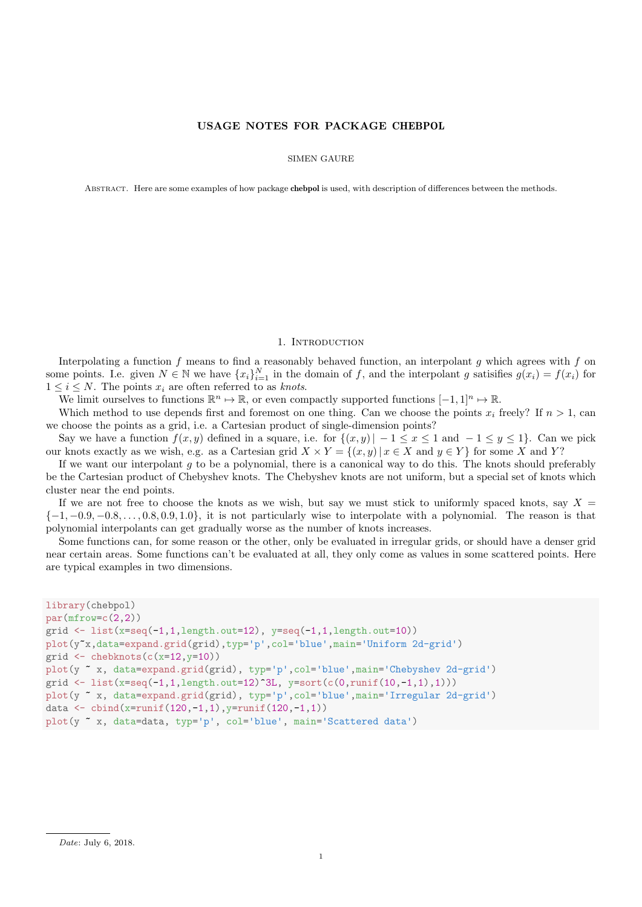# USAGE NOTES FOR PACKAGE CHEBPOL

SIMEN GAURE

Abstract. Here are some examples of how package **chebpol** is used, with description of differences between the methods.

## 1. Introduction

Interpolating a function $f$ means to find a reasonably behaved function, an interpolant $g$ which agrees with $f$ on some points. I.e. given $N \in \mathbb{N}$ we have $\{x_i\}_{i=1}^N$ in the domain of $f$, and the interpolant $g$ satisifies $g(x_i) = f(x_i)$ for $1 \leq i \leq N$. The points $x_i$ are often referred to as *knots*.

We limit ourselves to functions $\mathbb{R}^n \mapsto \mathbb{R}$, or even compactly supported functions $[-1,1]^n \mapsto \mathbb{R}$.

Which method to use depends first and foremost on one thing. Can we choose the points $x_i$ freely? If $n > 1$, can we choose the points as a grid, i.e. a Cartesian product of single-dimension points?

Say we have a function $f(x, y)$ defined in a square, i.e. for $\{(x, y) \,|\, -1 \leq x \leq 1 \text{ and } -1 \leq y \leq 1\}$. Can we pick our knots exactly as we wish, e.g. as a Cartesian grid $X \times Y = \{(x, y) \,|\, x \in X \text{ and } y \in Y\}$ for some $X$ and $Y$?

If we want our interpolant $g$ to be a polynomial, there is a canonical way to do this. The knots should preferably be the Cartesian product of Chebyshev knots. The Chebyshev knots are not uniform, but a special set of knots which cluster near the end points.

If we are not free to choose the knots as we wish, but say we must stick to uniformly spaced knots, say $X = \{-1, -0.9, -0.8, \ldots, 0.8, 0.9, 1.0\}$, it is not particularly wise to interpolate with a polynomial. The reason is that polynomial interpolants can get gradually worse as the number of knots increases.

Some functions can, for some reason or the other, only be evaluated in irregular grids, or should have a denser grid near certain areas. Some functions can't be evaluated at all, they only come as values in some scattered points. Here are typical examples in two dimensions.

```
library(chebpol)
par(mfrow=c(2,2))
grid <- list(x=seq(-1,1,length.out=12), y=seq(-1,1,length.out=10))
plot(y~x,data=expand.grid(grid),typ='p',col='blue',main='Uniform 2d-grid')
grid <- chebknots(c(x=12,y=10))
plot(y ~ x, data=expand.grid(grid), typ='p',col='blue',main='Chebyshev 2d-grid')
grid <- list(x=seq(-1,1,length.out=12)^3L, y=sort(c(0,runif(10,-1,1),1)))
plot(y ~ x, data=expand.grid(grid), typ='p',col='blue',main='Irregular 2d-grid')
data <- cbind(x=runif(120,-1,1),y=runif(120,-1,1))
plot(y ~ x, data=data, typ='p', col='blue', main='Scattered data')
```

*Date*: July 6, 2018.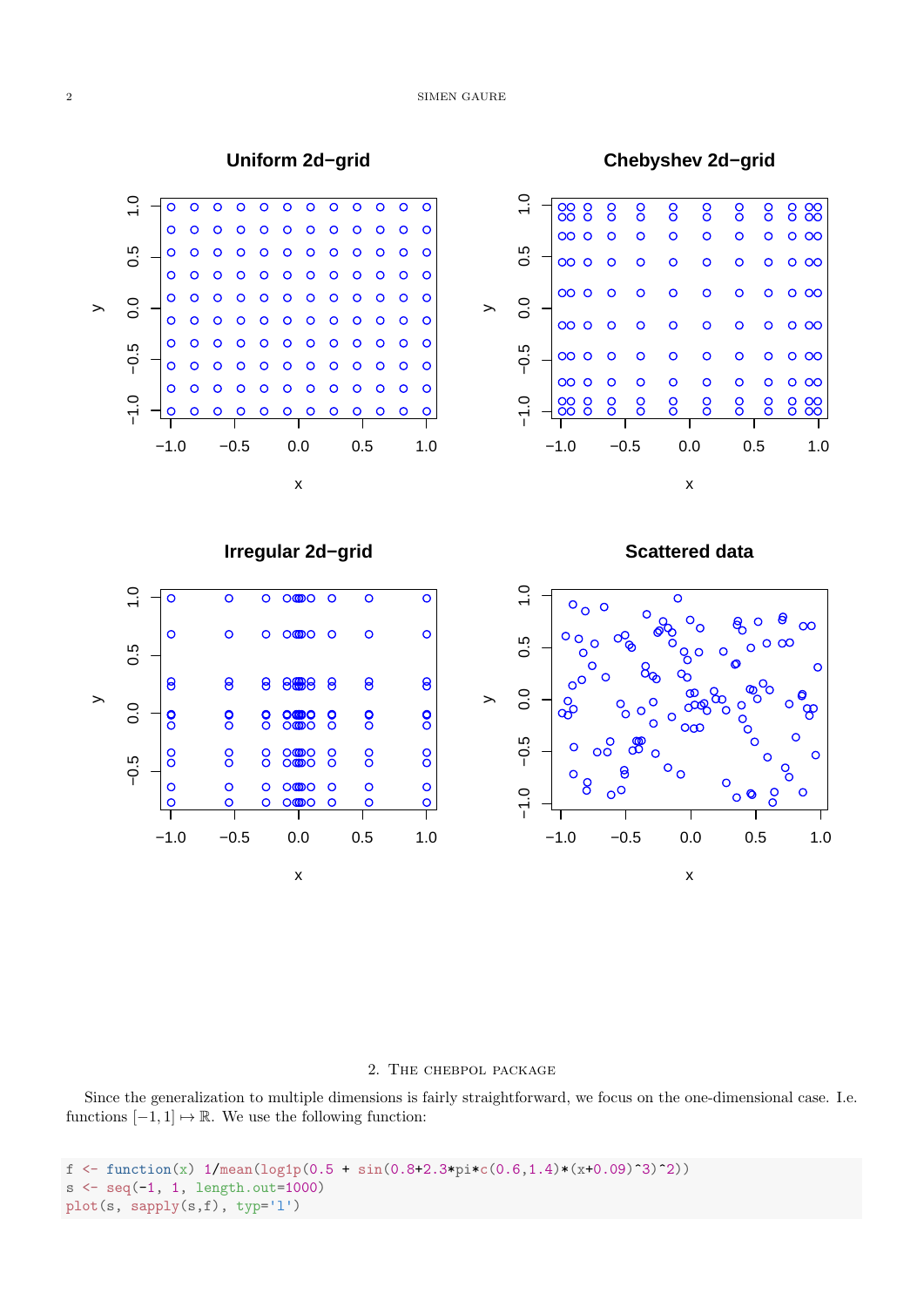## 2. The chebpol package

Since the generalization to multiple dimensions is fairly straightforward, we focus on the one-dimensional case. I.e. functions $[-1, 1] \mapsto \mathbb{R}$. We use the following function:

```
f <- function(x) 1/mean(log1p(0.5 + sin(0.8+2.3*pi*c(0.6,1.4)*(x+0.09)^3)^2))
s <- seq(-1, 1, length.out=1000)
plot(s, sapply(s,f), typ='l')
```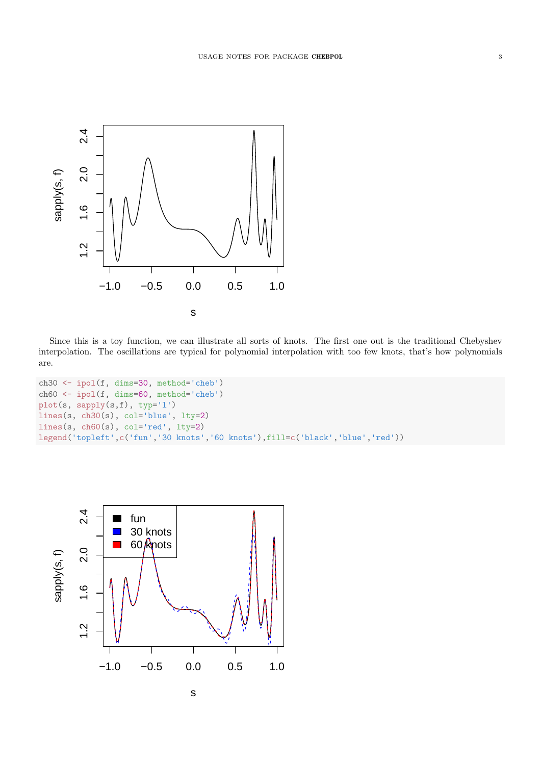Since this is a toy function, we can illustrate all sorts of knots. The first one out is the traditional Chebyshev interpolation. The oscillations are typical for polynomial interpolation with too few knots, that's how polynomials are.

```
ch30 <- ipol(f, dims=30, method='cheb')
ch60 <- ipol(f, dims=60, method='cheb')
plot(s, sapply(s,f), typ='l')
lines(s, ch30(s), col='blue', lty=2)
lines(s, ch60(s), col='red', lty=2)
legend('topleft',c('fun','30 knots','60 knots'),fill=c('black','blue','red'))
```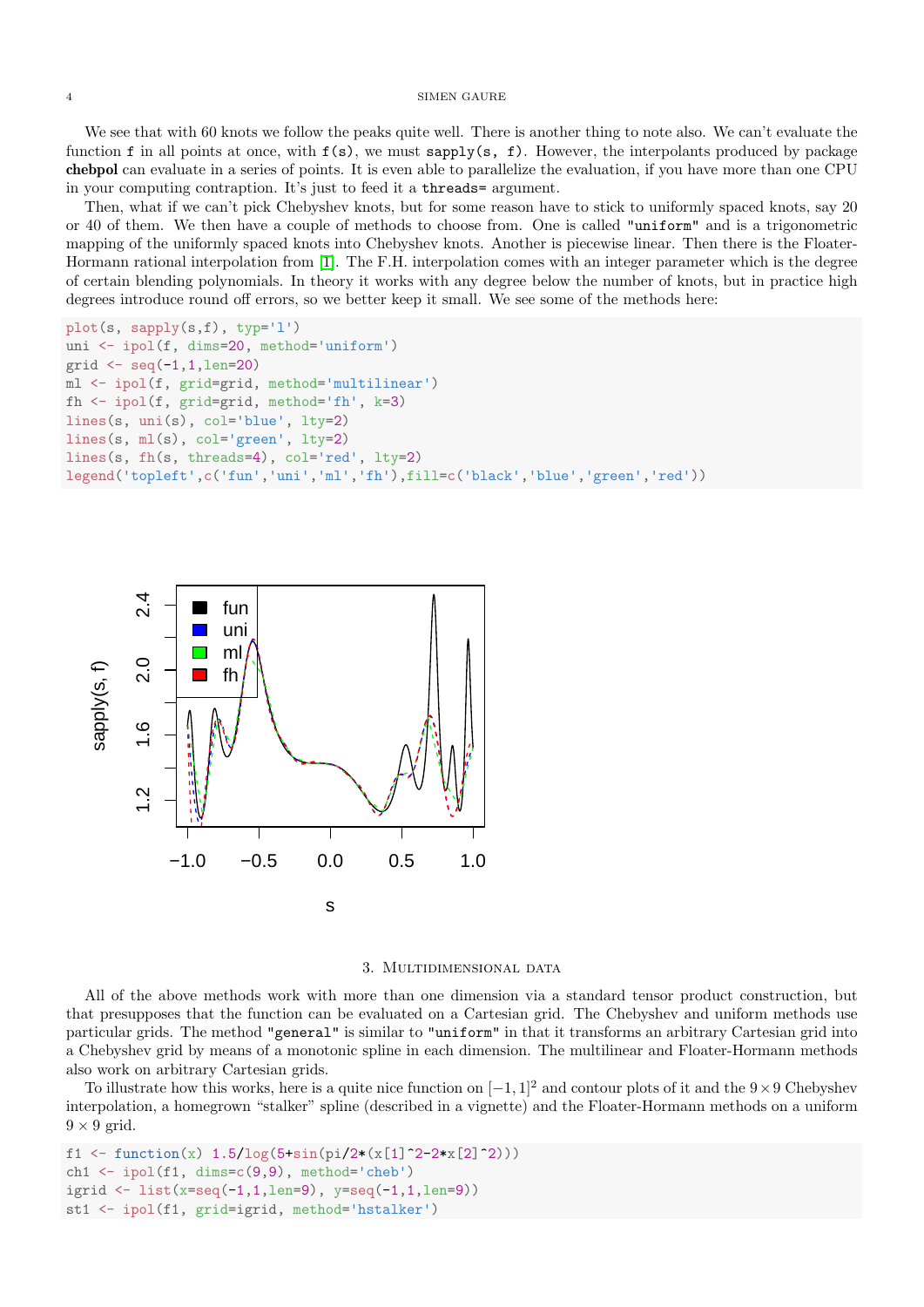We see that with 60 knots we follow the peaks quite well. There is another thing to note also. We can't evaluate the function `f` in all points at once, with `f(s)`, we must `sapply(s, f)`. However, the interpolants produced by package **chebpol** can evaluate in a series of points. It is even able to parallelize the evaluation, if you have more than one CPU in your computing contraption. It's just to feed it a `threads=` argument.

Then, what if we can't pick Chebyshev knots, but for some reason have to stick to uniformly spaced knots, say 20 or 40 of them. We then have a couple of methods to choose from. One is called `"uniform"` and is a trigonometric mapping of the uniformly spaced knots into Chebyshev knots. Another is piecewise linear. Then there is the Floater-Hormann rational interpolation from [1]. The F.H. interpolation comes with an integer parameter which is the degree of certain blending polynomials. In theory it works with any degree below the number of knots, but in practice high degrees introduce round off errors, so we better keep it small. We see some of the methods here:

```
plot(s, sapply(s,f), typ='l')
uni <- ipol(f, dims=20, method='uniform')
grid <- seq(-1,1,len=20)
ml <- ipol(f, grid=grid, method='multilinear')
fh <- ipol(f, grid=grid, method='fh', k=3)
lines(s, uni(s), col='blue', lty=2)
lines(s, ml(s), col='green', lty=2)
lines(s, fh(s, threads=4), col='red', lty=2)
legend('topleft',c('fun','uni','ml','fh'),fill=c('black','blue','green','red'))
```

## 3. Multidimensional data

All of the above methods work with more than one dimension via a standard tensor product construction, but that presupposes that the function can be evaluated on a Cartesian grid. The Chebyshev and uniform methods use particular grids. The method `"general"` is similar to `"uniform"` in that it transforms an arbitrary Cartesian grid into a Chebyshev grid by means of a monotonic spline in each dimension. The multilinear and Floater-Hormann methods also work on arbitrary Cartesian grids.

To illustrate how this works, here is a quite nice function on $[-1, 1]^2$ and contour plots of it and the $9 \times 9$ Chebyshev interpolation, a homegrown "stalker" spline (described in a vignette) and the Floater-Hormann methods on a uniform $9 \times 9$ grid.

```
f1 <- function(x) 1.5/log(5+sin(pi/2*(x[1]^2-2*x[2]^2)))
ch1 <- ipol(f1, dims=c(9,9), method='cheb')
igrid <- list(x=seq(-1,1,len=9), y=seq(-1,1,len=9))
st1 <- ipol(f1, grid=igrid, method='hstalker')
```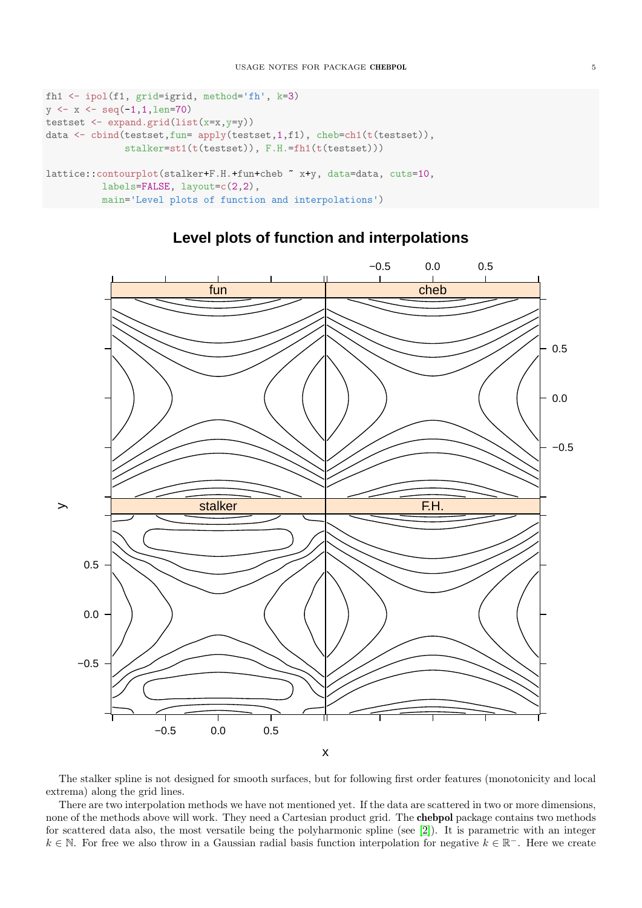```
fh1 <- ipol(f1, grid=igrid, method='fh', k=3)
y <- x <- seq(-1,1,len=70)
testset <- expand.grid(list(x=x,y=y))
data <- cbind(testset,fun= apply(testset,1,f1), cheb=ch1(t(testset)),
              stalker=st1(t(testset)), F.H.=fh1(t(testset)))

lattice::contourplot(stalker+F.H.+fun+cheb ~ x+y, data=data, cuts=10,
          labels=FALSE, layout=c(2,2),
          main='Level plots of function and interpolations')
```

The stalker spline is not designed for smooth surfaces, but for following first order features (monotonicity and local extrema) along the grid lines.

There are two interpolation methods we have not mentioned yet. If the data are scattered in two or more dimensions, none of the methods above will work. They need a Cartesian product grid. The **chebpol** package contains two methods for scattered data also, the most versatile being the polyharmonic spline (see [2]). It is parametric with an integer $k \in \mathbb{N}$. For free we also throw in a Gaussian radial basis function interpolation for negative $k \in \mathbb{R}^{-}$. Here we create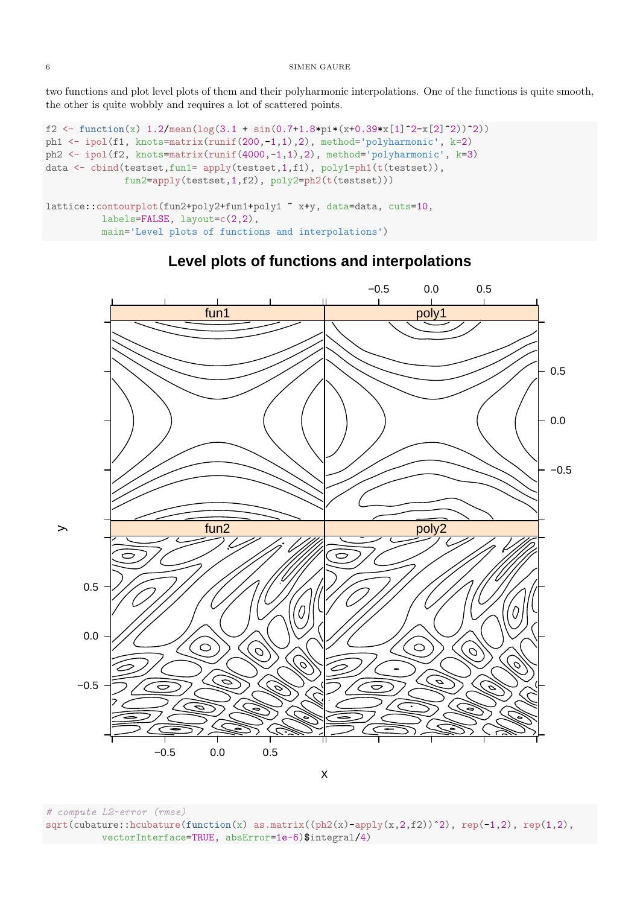two functions and plot level plots of them and their polyharmonic interpolations. One of the functions is quite smooth, the other is quite wobbly and requires a lot of scattered points.

```
f2 <- function(x) 1.2/mean(log(3.1 + sin(0.7+1.8*pi*(x+0.39*x[1]^2-x[2]^2))^2))
ph1 <- ipol(f1, knots=matrix(runif(200,-1,1),2), method='polyharmonic', k=2)
ph2 <- ipol(f2, knots=matrix(runif(4000,-1,1),2), method='polyharmonic', k=3)
data <- cbind(testset,fun1= apply(testset,1,f1), poly1=ph1(t(testset)),
              fun2=apply(testset,1,f2), poly2=ph2(t(testset)))

lattice::contourplot(fun2+poly2+fun1+poly1 ~ x+y, data=data, cuts=10,
          labels=FALSE, layout=c(2,2),
          main='Level plots of functions and interpolations')
```

```
# compute L2-error (rmse)
sqrt(cubature::hcubature(function(x) as.matrix((ph2(x)-apply(x,2,f2))^2), rep(-1,2), rep(1,2),
          vectorInterface=TRUE, absError=1e-6)$integral/4)
```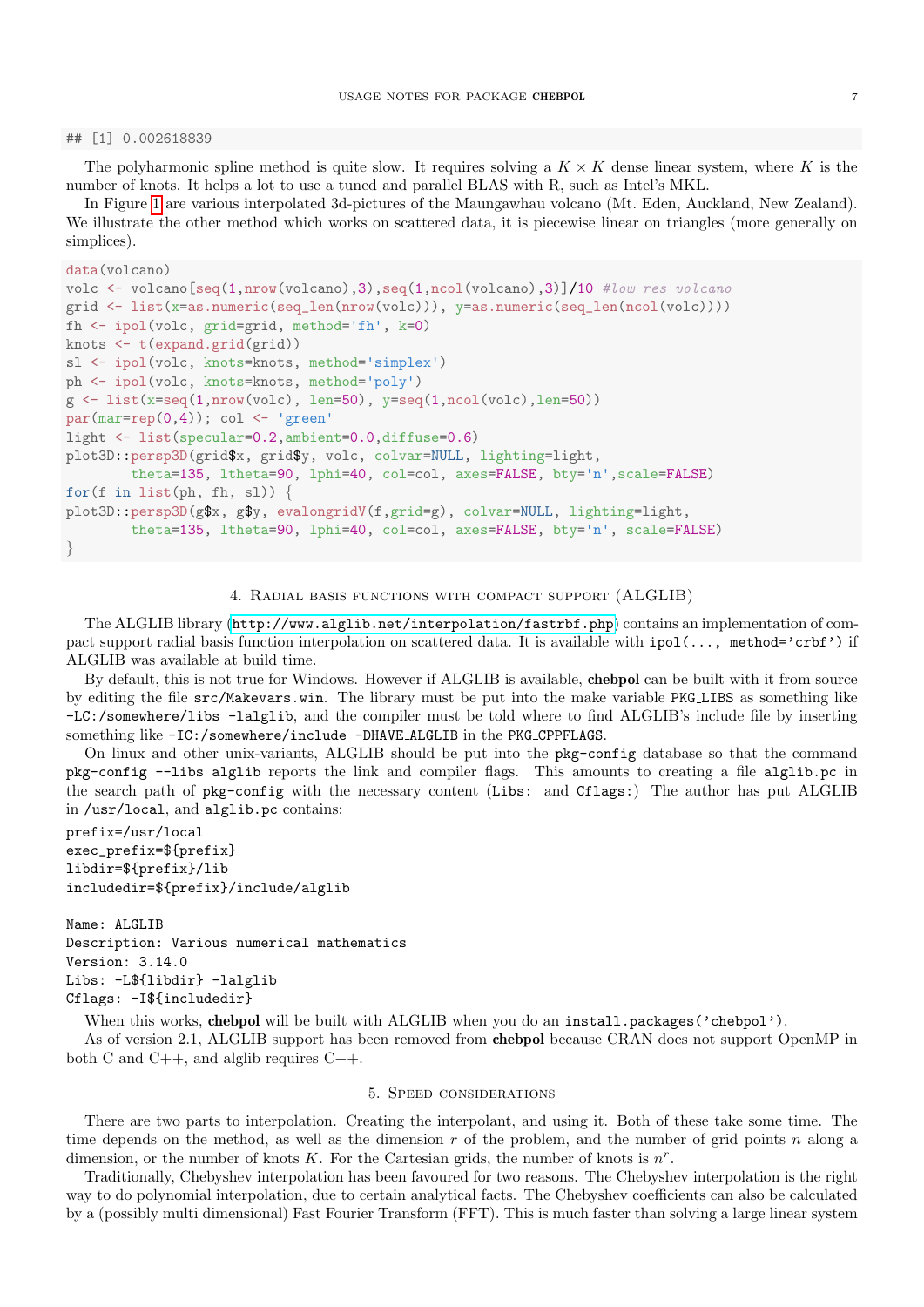```
## [1] 0.002618839
```

The polyharmonic spline method is quite slow. It requires solving a $K \times K$ dense linear system, where $K$ is the number of knots. It helps a lot to use a tuned and parallel BLAS with R, such as Intel's MKL.

In Figure 1 are various interpolated 3d-pictures of the Maungawhau volcano (Mt. Eden, Auckland, New Zealand). We illustrate the other method which works on scattered data, it is piecewise linear on triangles (more generally on simplices).

```
data(volcano)
volc <- volcano[seq(1,nrow(volcano),3),seq(1,ncol(volcano),3)]/10 #low res volcano
grid <- list(x=as.numeric(seq_len(nrow(volc))), y=as.numeric(seq_len(ncol(volc))))
fh <- ipol(volc, grid=grid, method='fh', k=0)
knots <- t(expand.grid(grid))
sl <- ipol(volc, knots=knots, method='simplex')
ph <- ipol(volc, knots=knots, method='poly')
g <- list(x=seq(1,nrow(volc), len=50), y=seq(1,ncol(volc),len=50))
par(mar=rep(0,4)); col <- 'green'
light <- list(specular=0.2,ambient=0.0,diffuse=0.6)
plot3D::persp3D(grid$x, grid$y, volc, colvar=NULL, lighting=light,
        theta=135, ltheta=90, lphi=40, col=col, axes=FALSE, bty='n',scale=FALSE)
for(f in list(ph, fh, sl)) {
plot3D::persp3D(g$x, g$y, evalongridV(f,grid=g), colvar=NULL, lighting=light,
        theta=135, ltheta=90, lphi=40, col=col, axes=FALSE, bty='n', scale=FALSE)
}
```

## 4. Radial basis functions with compact support (ALGLIB)

The ALGLIB library (http://www.alglib.net/interpolation/fastrbf.php) contains an implementation of compact support radial basis function interpolation on scattered data. It is available with `ipol(..., method='crbf')` if ALGLIB was available at build time.

By default, this is not true for Windows. However if ALGLIB is available, **chebpol** can be built with it from source by editing the file `src/Makevars.win`. The library must be put into the make variable `PKG_LIBS` as something like `-LC:/somewhere/libs -lalglib`, and the compiler must be told where to find ALGLIB's include file by inserting something like `-IC:/somewhere/include -DHAVE_ALGLIB` in the `PKG_CPPFLAGS`.

On linux and other unix-variants, ALGLIB should be put into the `pkg-config` database so that the command `pkg-config --libs alglib` reports the link and compiler flags. This amounts to creating a file `alglib.pc` in the search path of `pkg-config` with the necessary content (`Libs:` and `Cflags:`) The author has put ALGLIB in `/usr/local`, and `alglib.pc` contains:

```
prefix=/usr/local
exec_prefix=${prefix}
libdir=${prefix}/lib
includedir=${prefix}/include/alglib

Name: ALGLIB
Description: Various numerical mathematics
Version: 3.14.0
Libs: -L${libdir} -lalglib
Cflags: -I${includedir}
```

When this works, **chebpol** will be built with ALGLIB when you do an `install.packages('chebpol')`.

As of version 2.1, ALGLIB support has been removed from **chebpol** because CRAN does not support OpenMP in both C and C++, and alglib requires C++.

## 5. Speed considerations

There are two parts to interpolation. Creating the interpolant, and using it. Both of these take some time. The time depends on the method, as well as the dimension $r$ of the problem, and the number of grid points $n$ along a dimension, or the number of knots $K$. For the Cartesian grids, the number of knots is $n^r$.

Traditionally, Chebyshev interpolation has been favoured for two reasons. The Chebyshev interpolation is the right way to do polynomial interpolation, due to certain analytical facts. The Chebyshev coefficients can also be calculated by a (possibly multi dimensional) Fast Fourier Transform (FFT). This is much faster than solving a large linear system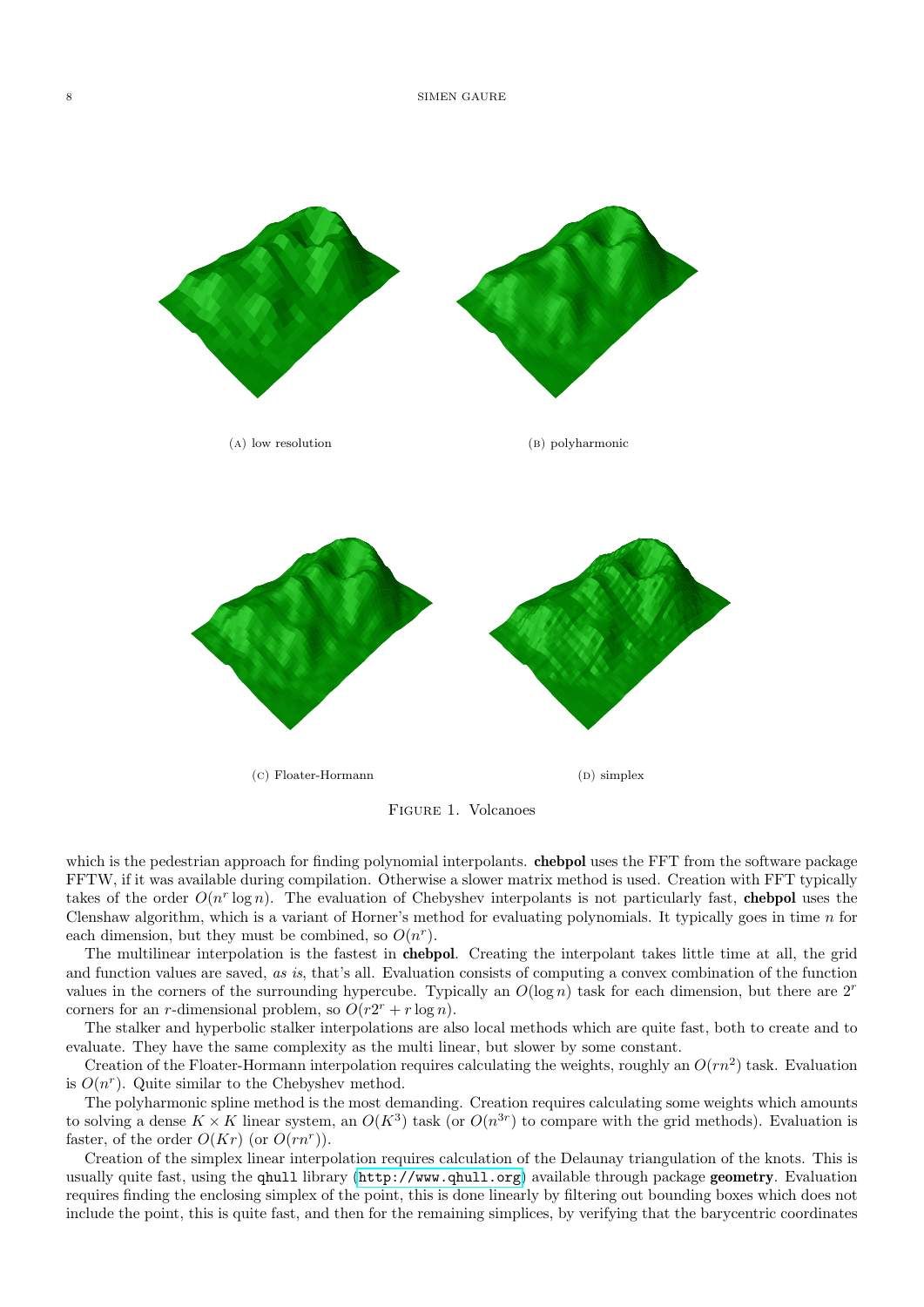(a) low resolution

(b) polyharmonic

(c) Floater-Hormann

(d) simplex

Figure 1. Volcanoes

which is the pedestrian approach for finding polynomial interpolants. **chebpol** uses the FFT from the software package FFTW, if it was available during compilation. Otherwise a slower matrix method is used. Creation with FFT typically takes of the order $O(n^r \log n)$. The evaluation of Chebyshev interpolants is not particularly fast, **chebpol** uses the Clenshaw algorithm, which is a variant of Horner's method for evaluating polynomials. It typically goes in time $n$ for each dimension, but they must be combined, so $O(n^r)$.

The multilinear interpolation is the fastest in **chebpol**. Creating the interpolant takes little time at all, the grid and function values are saved, *as is*, that's all. Evaluation consists of computing a convex combination of the function values in the corners of the surrounding hypercube. Typically an $O(\log n)$ task for each dimension, but there are $2^r$ corners for an $r$-dimensional problem, so $O(r2^r + r \log n)$.

The stalker and hyperbolic stalker interpolations are also local methods which are quite fast, both to create and to evaluate. They have the same complexity as the multi linear, but slower by some constant.

Creation of the Floater-Hormann interpolation requires calculating the weights, roughly an $O(rn^2)$ task. Evaluation is $O(n^r)$. Quite similar to the Chebyshev method.

The polyharmonic spline method is the most demanding. Creation requires calculating some weights which amounts to solving a dense $K \times K$ linear system, an $O(K^3)$ task (or $O(n^{3r})$ to compare with the grid methods). Evaluation is faster, of the order $O(Kr)$ (or $O(rn^r)$).

Creation of the simplex linear interpolation requires calculation of the Delaunay triangulation of the knots. This is usually quite fast, using the `qhull` library (`http://www.qhull.org`) available through package **geometry**. Evaluation requires finding the enclosing simplex of the point, this is done linearly by filtering out bounding boxes which does not include the point, this is quite fast, and then for the remaining simplices, by verifying that the barycentric coordinates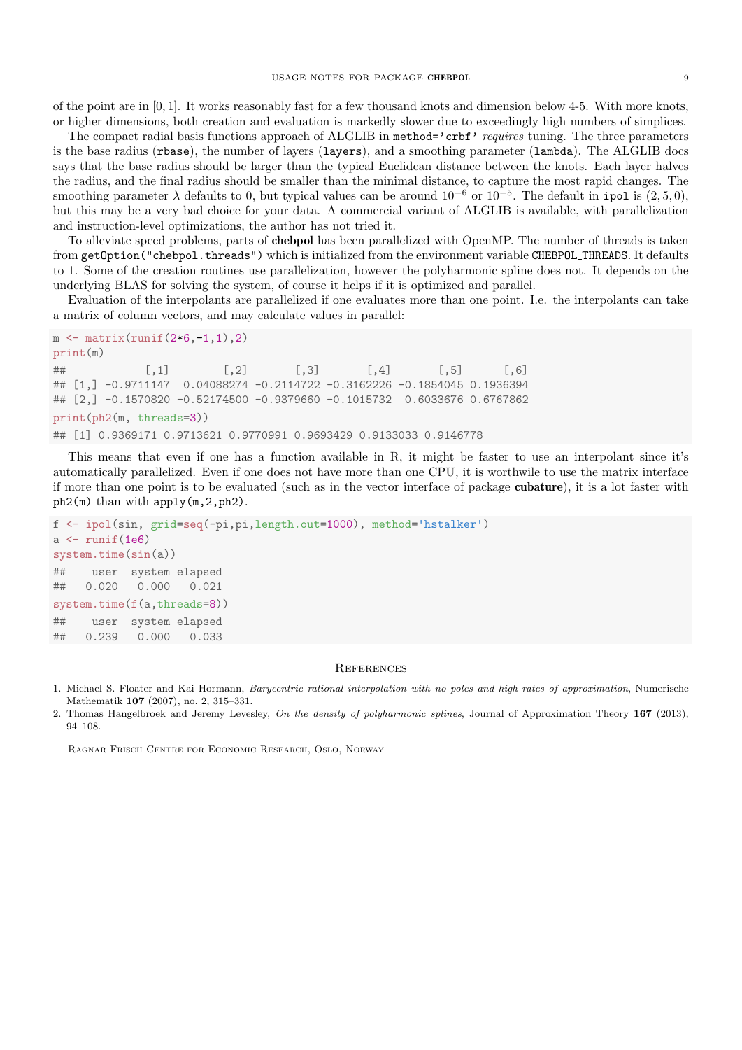of the point are in $[0, 1]$. It works reasonably fast for a few thousand knots and dimension below 4-5. With more knots, or higher dimensions, both creation and evaluation is markedly slower due to exceedingly high numbers of simplices.

The compact radial basis functions approach of ALGLIB in `method='crbf'` *requires* tuning. The three parameters is the base radius (`rbase`), the number of layers (`layers`), and a smoothing parameter (`lambda`). The ALGLIB docs says that the base radius should be larger than the typical Euclidean distance between the knots. Each layer halves the radius, and the final radius should be smaller than the minimal distance, to capture the most rapid changes. The smoothing parameter $\lambda$ defaults to 0, but typical values can be around $10^{-6}$ or $10^{-5}$. The default in `ipol` is $(2, 5, 0)$, but this may be a very bad choice for your data. A commercial variant of ALGLIB is available, with parallelization and instruction-level optimizations, the author has not tried it.

To alleviate speed problems, parts of **chebpol** has been parallelized with OpenMP. The number of threads is taken from `getOption("chebpol.threads")` which is initialized from the environment variable `CHEBPOL_THREADS`. It defaults to 1. Some of the creation routines use parallelization, however the polyharmonic spline does not. It depends on the underlying BLAS for solving the system, of course it helps if it is optimized and parallel.

Evaluation of the interpolants are parallelized if one evaluates more than one point. I.e. the interpolants can take a matrix of column vectors, and may calculate values in parallel:

```
m <- matrix(runif(2*6,-1,1),2)
print(m)
##            [,1]        [,2]       [,3]       [,4]       [,5]      [,6]
## [1,] -0.9711147  0.04088274 -0.2114722 -0.3162226 -0.1854045 0.1936394
## [2,] -0.1570820 -0.52174500 -0.9379660 -0.1015732  0.6033676 0.6767862
print(ph2(m, threads=3))
## [1] 0.9369171 0.9713621 0.9770991 0.9693429 0.9133033 0.9146778
```

This means that even if one has a function available in R, it might be faster to use an interpolant since it's automatically parallelized. Even if one does not have more than one CPU, it is worthwile to use the matrix interface if more than one point is to be evaluated (such as in the vector interface of package **cubature**), it is a lot faster with `ph2(m)` than with `apply(m,2,ph2)`.

```
f <- ipol(sin, grid=seq(-pi,pi,length.out=1000), method='hstalker')
a <- runif(1e6)
system.time(sin(a))
##    user  system elapsed
##   0.020   0.000   0.021
system.time(f(a,threads=8))
##    user  system elapsed
##   0.239   0.000   0.033
```

## References

1. Michael S. Floater and Kai Hormann, *Barycentric rational interpolation with no poles and high rates of approximation*, Numerische Mathematik **107** (2007), no. 2, 315–331.
2. Thomas Hangelbroek and Jeremy Levesley, *On the density of polyharmonic splines*, Journal of Approximation Theory **167** (2013), 94–108.

Ragnar Frisch Centre for Economic Research, Oslo, Norway